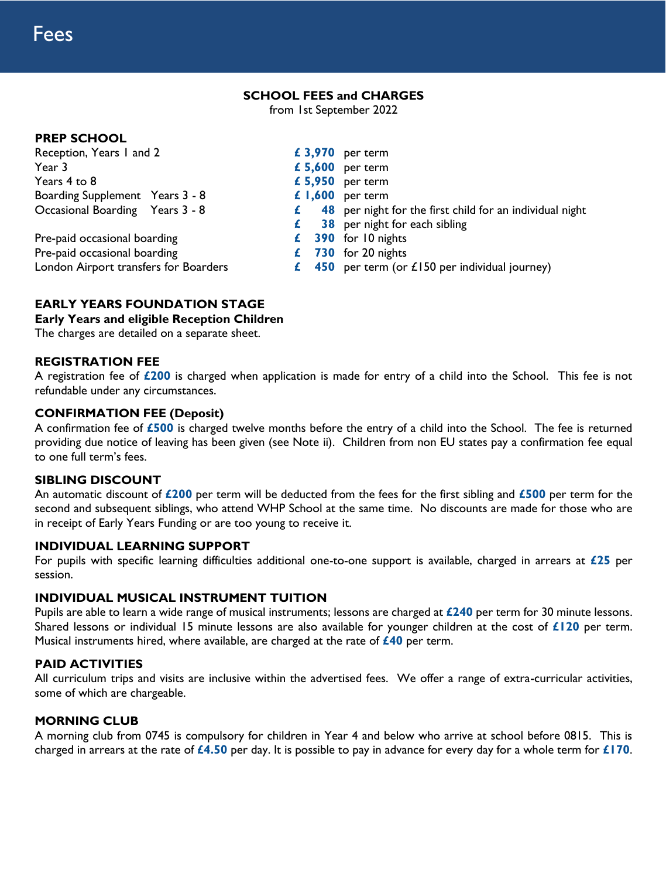# Fees

**SCHOOL FEES and CHARGES**
from 1st September 2022

## PREP SCHOOL

| | | |
|---|---|---|
| Reception, Years 1 and 2 | **£ 3,970** | per term |
| Year 3 | **£ 5,600** | per term |
| Years 4 to 8 | **£ 5,950** | per term |
| Boarding Supplement Years 3 - 8 | **£ 1,600** | per term |
| Occasional Boarding Years 3 - 8 | **£ 48** | per night for the first child for an individual night |
| | **£ 38** | per night for each sibling |
| Pre-paid occasional boarding | **£ 390** | for 10 nights |
| Pre-paid occasional boarding | **£ 730** | for 20 nights |
| London Airport transfers for Boarders | **£ 450** | per term (or £150 per individual journey) |

## EARLY YEARS FOUNDATION STAGE

**Early Years and eligible Reception Children**

The charges are detailed on a separate sheet.

## REGISTRATION FEE

A registration fee of **£200** is charged when application is made for entry of a child into the School. This fee is not refundable under any circumstances.

## CONFIRMATION FEE (Deposit)

A confirmation fee of **£500** is charged twelve months before the entry of a child into the School. The fee is returned providing due notice of leaving has been given (see Note ii). Children from non EU states pay a confirmation fee equal to one full term's fees.

## SIBLING DISCOUNT

An automatic discount of **£200** per term will be deducted from the fees for the first sibling and **£500** per term for the second and subsequent siblings, who attend WHP School at the same time. No discounts are made for those who are in receipt of Early Years Funding or are too young to receive it.

## INDIVIDUAL LEARNING SUPPORT

For pupils with specific learning difficulties additional one-to-one support is available, charged in arrears at **£25** per session.

## INDIVIDUAL MUSICAL INSTRUMENT TUITION

Pupils are able to learn a wide range of musical instruments; lessons are charged at **£240** per term for 30 minute lessons. Shared lessons or individual 15 minute lessons are also available for younger children at the cost of **£120** per term. Musical instruments hired, where available, are charged at the rate of **£40** per term.

## PAID ACTIVITIES

All curriculum trips and visits are inclusive within the advertised fees. We offer a range of extra-curricular activities, some of which are chargeable.

## MORNING CLUB

A morning club from 0745 is compulsory for children in Year 4 and below who arrive at school before 0815. This is charged in arrears at the rate of **£4.50** per day. It is possible to pay in advance for every day for a whole term for **£170**.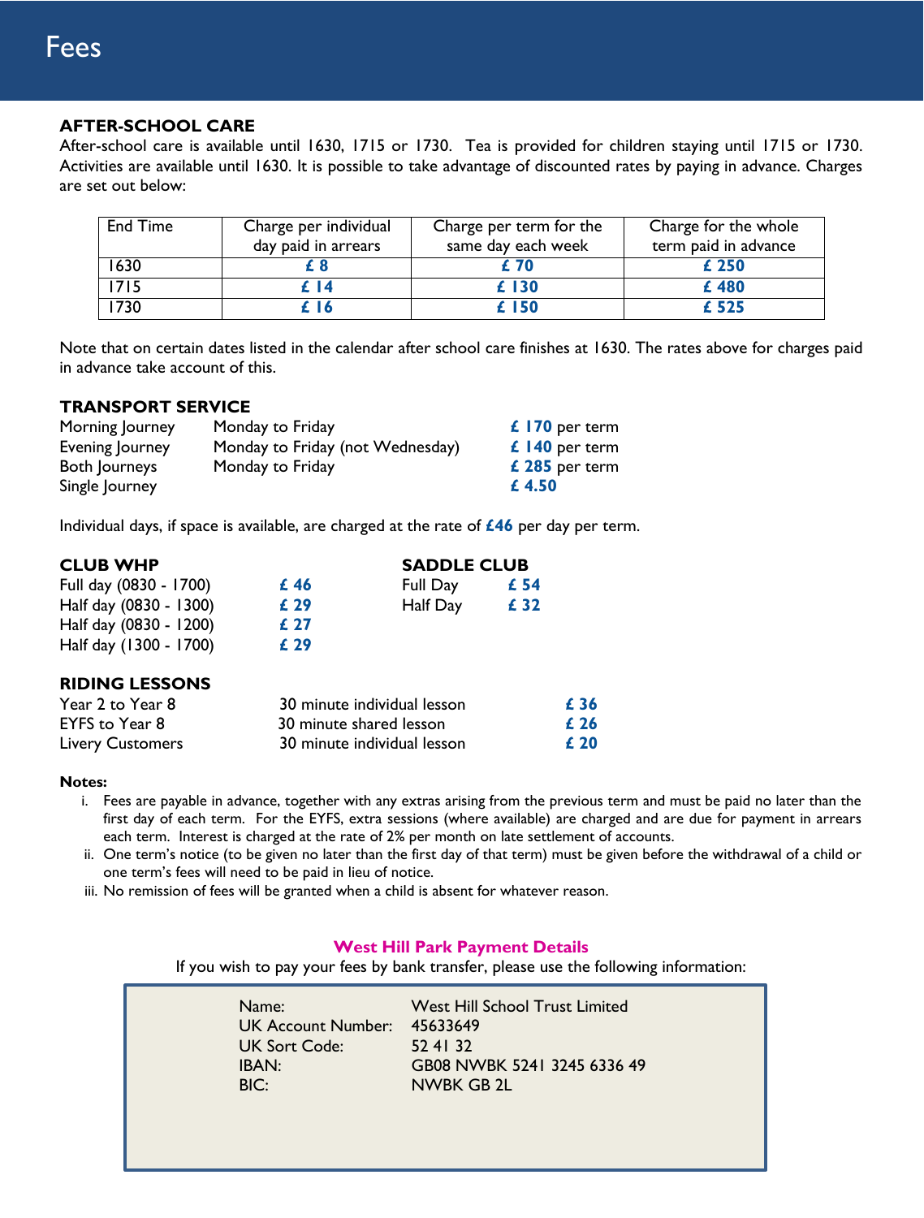# Fees

### AFTER-SCHOOL CARE

After-school care is available until 1630, 1715 or 1730. Tea is provided for children staying until 1715 or 1730. Activities are available until 1630. It is possible to take advantage of discounted rates by paying in advance. Charges are set out below:

| End Time | Charge per individual day paid in arrears | Charge per term for the same day each week | Charge for the whole term paid in advance |
|---|---|---|---|
| 1630 | **£ 8** | **£ 70** | **£ 250** |
| 1715 | **£ 14** | **£ 130** | **£ 480** |
| 1730 | **£ 16** | **£ 150** | **£ 525** |

Note that on certain dates listed in the calendar after school care finishes at 1630. The rates above for charges paid in advance take account of this.

### TRANSPORT SERVICE

| | | |
|---|---|---|
| Morning Journey | Monday to Friday | **£ 170** per term |
| Evening Journey | Monday to Friday (not Wednesday) | **£ 140** per term |
| Both Journeys | Monday to Friday | **£ 285** per term |
| Single Journey | | **£ 4.50** |

Individual days, if space is available, are charged at the rate of **£46** per day per term.

### CLUB WHP

| | |
|---|---|
| Full day (0830 - 1700) | **£ 46** |
| Half day (0830 - 1300) | **£ 29** |
| Half day (0830 - 1200) | **£ 27** |
| Half day (1300 - 1700) | **£ 29** |

### SADDLE CLUB

| | |
|---|---|
| Full Day | **£ 54** |
| Half Day | **£ 32** |

### RIDING LESSONS

| | | |
|---|---|---|
| Year 2 to Year 8 | 30 minute individual lesson | **£ 36** |
| EYFS to Year 8 | 30 minute shared lesson | **£ 26** |
| Livery Customers | 30 minute individual lesson | **£ 20** |

**Notes:**

i. Fees are payable in advance, together with any extras arising from the previous term and must be paid no later than the first day of each term. For the EYFS, extra sessions (where available) are charged and are due for payment in arrears each term. Interest is charged at the rate of 2% per month on late settlement of accounts.

ii. One term's notice (to be given no later than the first day of that term) must be given before the withdrawal of a child or one term's fees will need to be paid in lieu of notice.

iii. No remission of fees will be granted when a child is absent for whatever reason.

**West Hill Park Payment Details**

If you wish to pay your fees by bank transfer, please use the following information:

| | |
|---|---|
| Name: | West Hill School Trust Limited |
| UK Account Number: | 45633649 |
| UK Sort Code: | 52 41 32 |
| IBAN: | GB08 NWBK 5241 3245 6336 49 |
| BIC: | NWBK GB 2L |